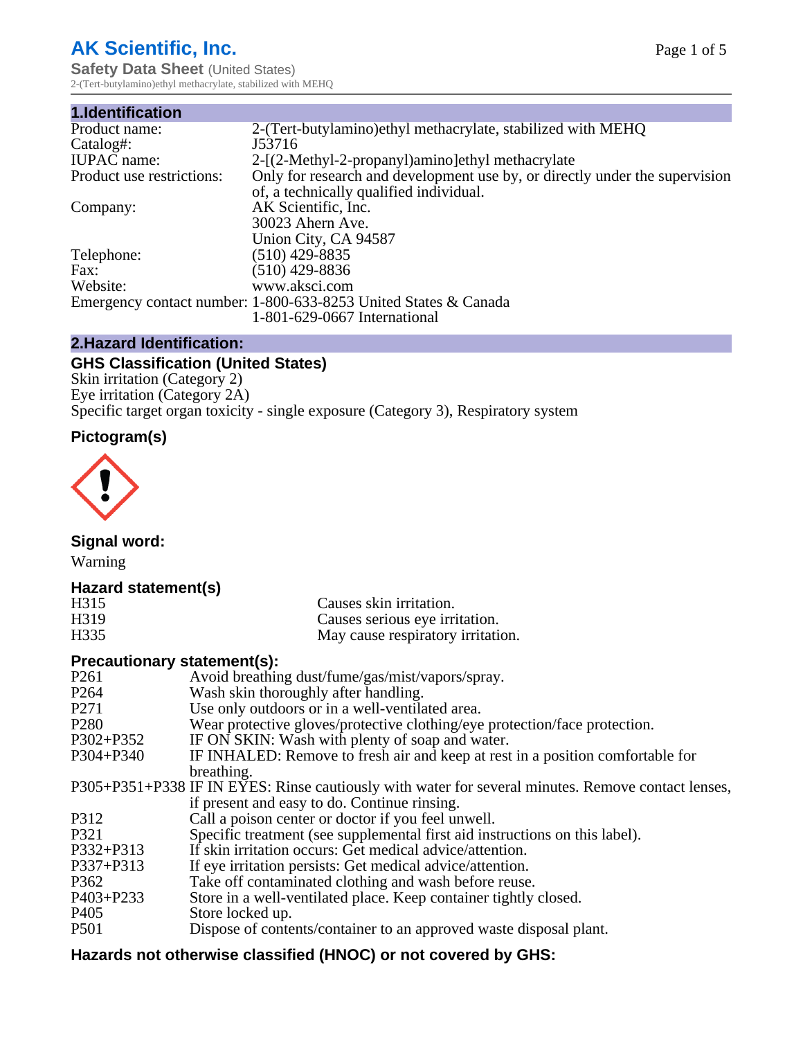# AK Scientific, Inc.

**Safety Data Sheet** (United States)

2-(Tert-butylamino)ethyl methacrylate, stabilized with MEHQ

## 1.Identification

| | |
|---|---|
| Product name: | 2-(Tert-butylamino)ethyl methacrylate, stabilized with MEHQ |
| Catalog#: | J53716 |
| IUPAC name: | 2-[(2-Methyl-2-propanyl)amino]ethyl methacrylate |
| Product use restrictions: | Only for research and development use by, or directly under the supervision of, a technically qualified individual. |
| Company: | AK Scientific, Inc.<br>30023 Ahern Ave.<br>Union City, CA 94587 |
| Telephone: | (510) 429-8835 |
| Fax: | (510) 429-8836 |
| Website: | www.aksci.com |
| Emergency contact number: | 1-800-633-8253 United States & Canada<br>1-801-629-0667 International |

## 2.Hazard Identification:

### GHS Classification (United States)

Skin irritation (Category 2)
Eye irritation (Category 2A)
Specific target organ toxicity - single exposure (Category 3), Respiratory system

### Pictogram(s)

### Signal word:

Warning

### Hazard statement(s)

| | |
|---|---|
| H315 | Causes skin irritation. |
| H319 | Causes serious eye irritation. |
| H335 | May cause respiratory irritation. |

### Precautionary statement(s):

| | |
|---|---|
| P261 | Avoid breathing dust/fume/gas/mist/vapors/spray. |
| P264 | Wash skin thoroughly after handling. |
| P271 | Use only outdoors or in a well-ventilated area. |
| P280 | Wear protective gloves/protective clothing/eye protection/face protection. |
| P302+P352 | IF ON SKIN: Wash with plenty of soap and water. |
| P304+P340 | IF INHALED: Remove to fresh air and keep at rest in a position comfortable for breathing. |
| P305+P351+P338 | IF IN EYES: Rinse cautiously with water for several minutes. Remove contact lenses, if present and easy to do. Continue rinsing. |
| P312 | Call a poison center or doctor if you feel unwell. |
| P321 | Specific treatment (see supplemental first aid instructions on this label). |
| P332+P313 | If skin irritation occurs: Get medical advice/attention. |
| P337+P313 | If eye irritation persists: Get medical advice/attention. |
| P362 | Take off contaminated clothing and wash before reuse. |
| P403+P233 | Store in a well-ventilated place. Keep container tightly closed. |
| P405 | Store locked up. |
| P501 | Dispose of contents/container to an approved waste disposal plant. |

### Hazards not otherwise classified (HNOC) or not covered by GHS: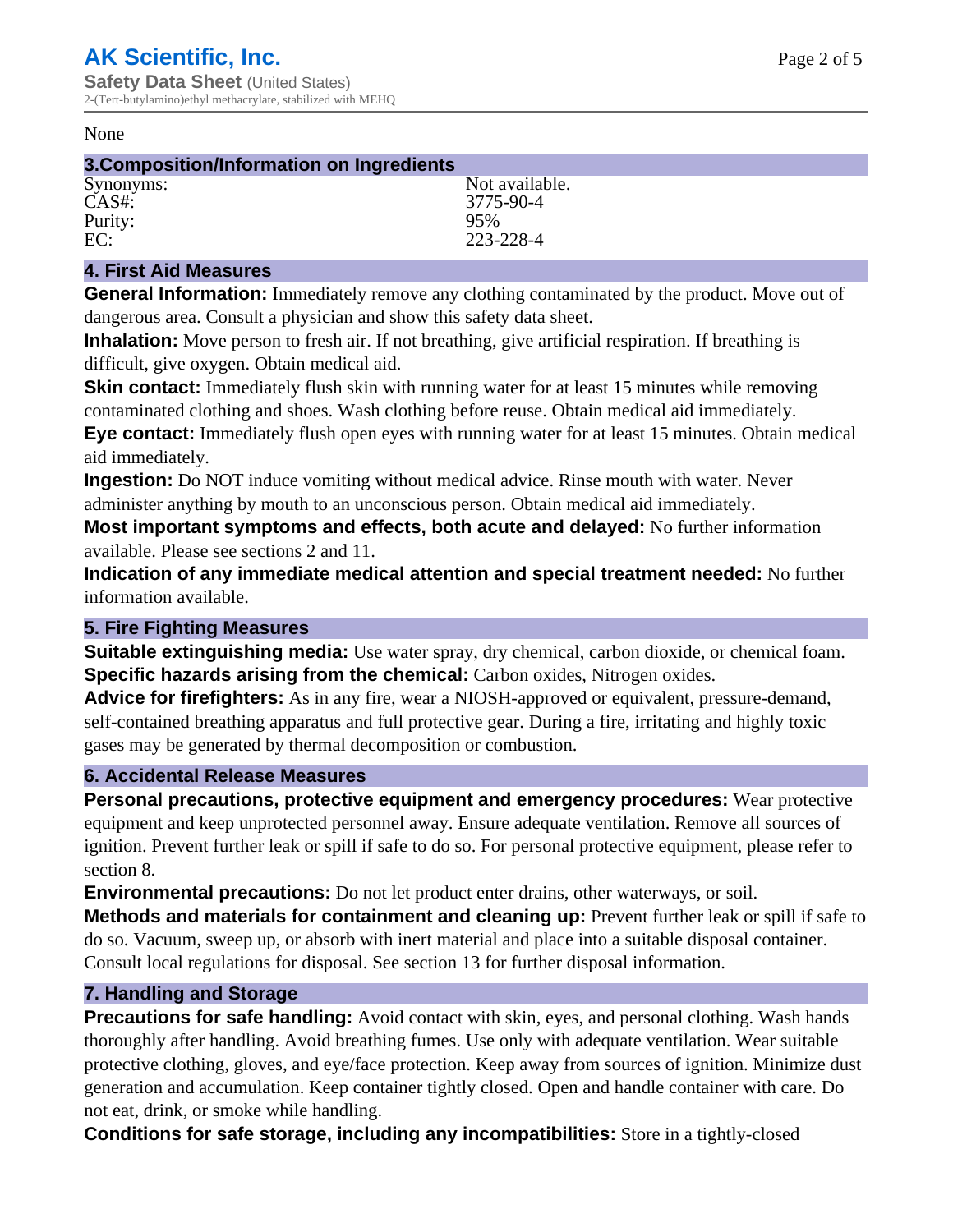None

## 3.Composition/Information on Ingredients

| | |
|---|---|
| Synonyms: | Not available. |
| CAS#: | 3775-90-4 |
| Purity: | 95% |
| EC: | 223-228-4 |

## 4. First Aid Measures

**General Information:** Immediately remove any clothing contaminated by the product. Move out of dangerous area. Consult a physician and show this safety data sheet.

**Inhalation:** Move person to fresh air. If not breathing, give artificial respiration. If breathing is difficult, give oxygen. Obtain medical aid.

**Skin contact:** Immediately flush skin with running water for at least 15 minutes while removing contaminated clothing and shoes. Wash clothing before reuse. Obtain medical aid immediately.

**Eye contact:** Immediately flush open eyes with running water for at least 15 minutes. Obtain medical aid immediately.

**Ingestion:** Do NOT induce vomiting without medical advice. Rinse mouth with water. Never administer anything by mouth to an unconscious person. Obtain medical aid immediately.

**Most important symptoms and effects, both acute and delayed:** No further information available. Please see sections 2 and 11.

**Indication of any immediate medical attention and special treatment needed:** No further information available.

## 5. Fire Fighting Measures

**Suitable extinguishing media:** Use water spray, dry chemical, carbon dioxide, or chemical foam.

**Specific hazards arising from the chemical:** Carbon oxides, Nitrogen oxides.

**Advice for firefighters:** As in any fire, wear a NIOSH-approved or equivalent, pressure-demand, self-contained breathing apparatus and full protective gear. During a fire, irritating and highly toxic gases may be generated by thermal decomposition or combustion.

## 6. Accidental Release Measures

**Personal precautions, protective equipment and emergency procedures:** Wear protective equipment and keep unprotected personnel away. Ensure adequate ventilation. Remove all sources of ignition. Prevent further leak or spill if safe to do so. For personal protective equipment, please refer to section 8.

**Environmental precautions:** Do not let product enter drains, other waterways, or soil.

**Methods and materials for containment and cleaning up:** Prevent further leak or spill if safe to do so. Vacuum, sweep up, or absorb with inert material and place into a suitable disposal container. Consult local regulations for disposal. See section 13 for further disposal information.

## 7. Handling and Storage

**Precautions for safe handling:** Avoid contact with skin, eyes, and personal clothing. Wash hands thoroughly after handling. Avoid breathing fumes. Use only with adequate ventilation. Wear suitable protective clothing, gloves, and eye/face protection. Keep away from sources of ignition. Minimize dust generation and accumulation. Keep container tightly closed. Open and handle container with care. Do not eat, drink, or smoke while handling.

**Conditions for safe storage, including any incompatibilities:** Store in a tightly-closed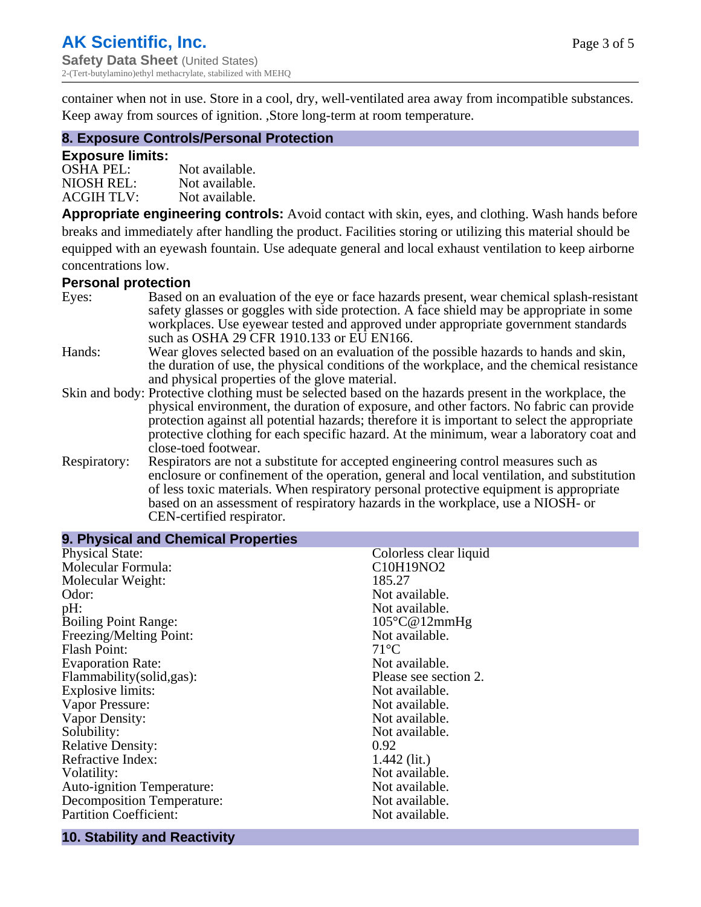container when not in use. Store in a cool, dry, well-ventilated area away from incompatible substances. Keep away from sources of ignition. ,Store long-term at room temperature.

## 8. Exposure Controls/Personal Protection

### Exposure limits:

| | |
|---|---|
| OSHA PEL: | Not available. |
| NIOSH REL: | Not available. |
| ACGIH TLV: | Not available. |

**Appropriate engineering controls:** Avoid contact with skin, eyes, and clothing. Wash hands before breaks and immediately after handling the product. Facilities storing or utilizing this material should be equipped with an eyewash fountain. Use adequate general and local exhaust ventilation to keep airborne concentrations low.

### Personal protection

| | |
|---|---|
| Eyes: | Based on an evaluation of the eye or face hazards present, wear chemical splash-resistant safety glasses or goggles with side protection. A face shield may be appropriate in some workplaces. Use eyewear tested and approved under appropriate government standards such as OSHA 29 CFR 1910.133 or EU EN166. |
| Hands: | Wear gloves selected based on an evaluation of the possible hazards to hands and skin, the duration of use, the physical conditions of the workplace, and the chemical resistance and physical properties of the glove material. |
| Skin and body: | Protective clothing must be selected based on the hazards present in the workplace, the physical environment, the duration of exposure, and other factors. No fabric can provide protection against all potential hazards; therefore it is important to select the appropriate protective clothing for each specific hazard. At the minimum, wear a laboratory coat and close-toed footwear. |
| Respiratory: | Respirators are not a substitute for accepted engineering control measures such as enclosure or confinement of the operation, general and local ventilation, and substitution of less toxic materials. When respiratory personal protective equipment is appropriate based on an assessment of respiratory hazards in the workplace, use a NIOSH- or CEN-certified respirator. |

## 9. Physical and Chemical Properties

| | |
|---|---|
| Physical State: | Colorless clear liquid |
| Molecular Formula: | $C_{10}H_{19}NO_2$ |
| Molecular Weight: | 185.27 |
| Odor: | Not available. |
| pH: | Not available. |
| Boiling Point Range: | 105°C@12mmHg |
| Freezing/Melting Point: | Not available. |
| Flash Point: | 71°C |
| Evaporation Rate: | Not available. |
| Flammability(solid,gas): | Please see section 2. |
| Explosive limits: | Not available. |
| Vapor Pressure: | Not available. |
| Vapor Density: | Not available. |
| Solubility: | Not available. |
| Relative Density: | 0.92 |
| Refractive Index: | 1.442 (lit.) |
| Volatility: | Not available. |
| Auto-ignition Temperature: | Not available. |
| Decomposition Temperature: | Not available. |
| Partition Coefficient: | Not available. |

## 10. Stability and Reactivity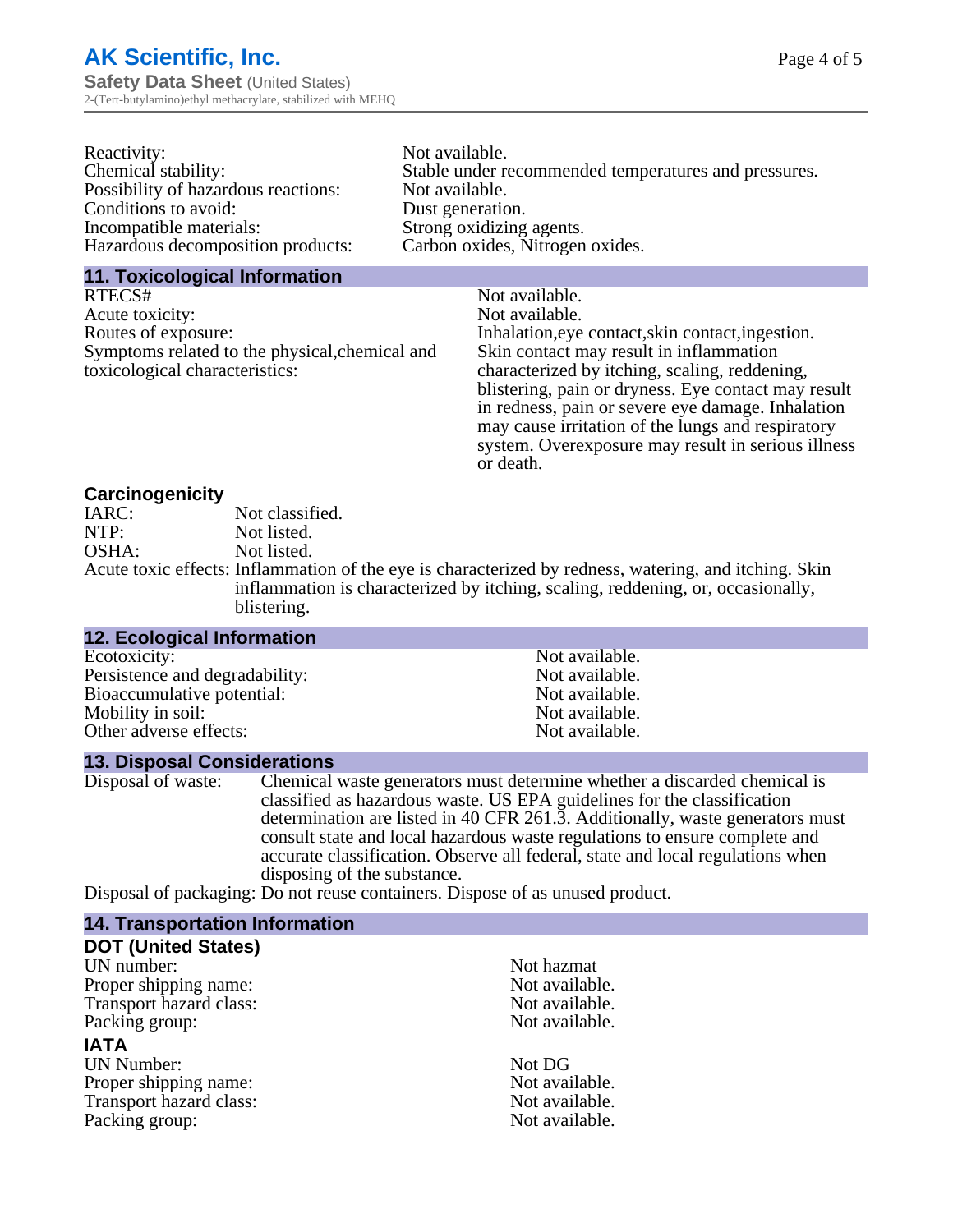| | |
|---|---|
| Reactivity: | Not available. |
| Chemical stability: | Stable under recommended temperatures and pressures. |
| Possibility of hazardous reactions: | Not available. |
| Conditions to avoid: | Dust generation. |
| Incompatible materials: | Strong oxidizing agents. |
| Hazardous decomposition products: | Carbon oxides, Nitrogen oxides. |

## 11. Toxicological Information

| | |
|---|---|
| RTECS# | Not available. |
| Acute toxicity: | Not available. |
| Routes of exposure: | Inhalation,eye contact,skin contact,ingestion. |
| Symptoms related to the physical,chemical and toxicological characteristics: | Skin contact may result in inflammation characterized by itching, scaling, reddening, blistering, pain or dryness. Eye contact may result in redness, pain or severe eye damage. Inhalation may cause irritation of the lungs and respiratory system. Overexposure may result in serious illness or death. |

### Carcinogenicity

| | |
|---|---|
| IARC: | Not classified. |
| NTP: | Not listed. |
| OSHA: | Not listed. |
| Acute toxic effects: | Inflammation of the eye is characterized by redness, watering, and itching. Skin inflammation is characterized by itching, scaling, reddening, or, occasionally, blistering. |

## 12. Ecological Information

| | |
|---|---|
| Ecotoxicity: | Not available. |
| Persistence and degradability: | Not available. |
| Bioaccumulative potential: | Not available. |
| Mobility in soil: | Not available. |
| Other adverse effects: | Not available. |

## 13. Disposal Considerations

Disposal of waste: Chemical waste generators must determine whether a discarded chemical is classified as hazardous waste. US EPA guidelines for the classification determination are listed in 40 CFR 261.3. Additionally, waste generators must consult state and local hazardous waste regulations to ensure complete and accurate classification. Observe all federal, state and local regulations when disposing of the substance.

Disposal of packaging: Do not reuse containers. Dispose of as unused product.

## 14. Transportation Information

### DOT (United States)

| | |
|---|---|
| UN number: | Not hazmat |
| Proper shipping name: | Not available. |
| Transport hazard class: | Not available. |
| Packing group: | Not available. |

### IATA

| | |
|---|---|
| UN Number: | Not DG |
| Proper shipping name: | Not available. |
| Transport hazard class: | Not available. |
| Packing group: | Not available. |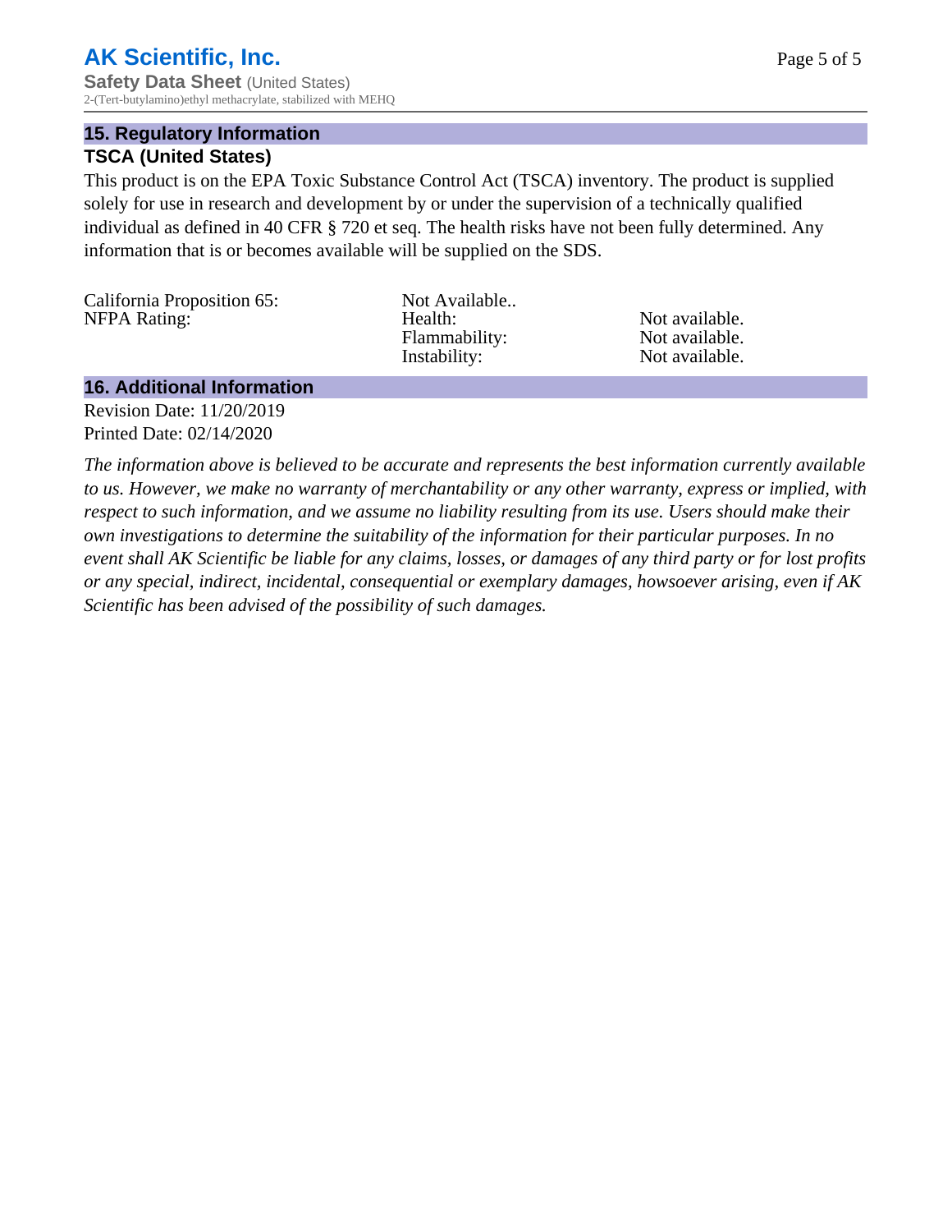## 15. Regulatory Information

### TSCA (United States)

This product is on the EPA Toxic Substance Control Act (TSCA) inventory. The product is supplied solely for use in research and development by or under the supervision of a technically qualified individual as defined in 40 CFR § 720 et seq. The health risks have not been fully determined. Any information that is or becomes available will be supplied on the SDS.

| | | |
|---|---|---|
| California Proposition 65: | Not Available.. | |
| NFPA Rating: | Health: | Not available. |
| | Flammability: | Not available. |
| | Instability: | Not available. |

## 16. Additional Information

Revision Date: 11/20/2019
Printed Date: 02/14/2020

*The information above is believed to be accurate and represents the best information currently available to us. However, we make no warranty of merchantability or any other warranty, express or implied, with respect to such information, and we assume no liability resulting from its use. Users should make their own investigations to determine the suitability of the information for their particular purposes. In no event shall AK Scientific be liable for any claims, losses, or damages of any third party or for lost profits or any special, indirect, incidental, consequential or exemplary damages, howsoever arising, even if AK Scientific has been advised of the possibility of such damages.*